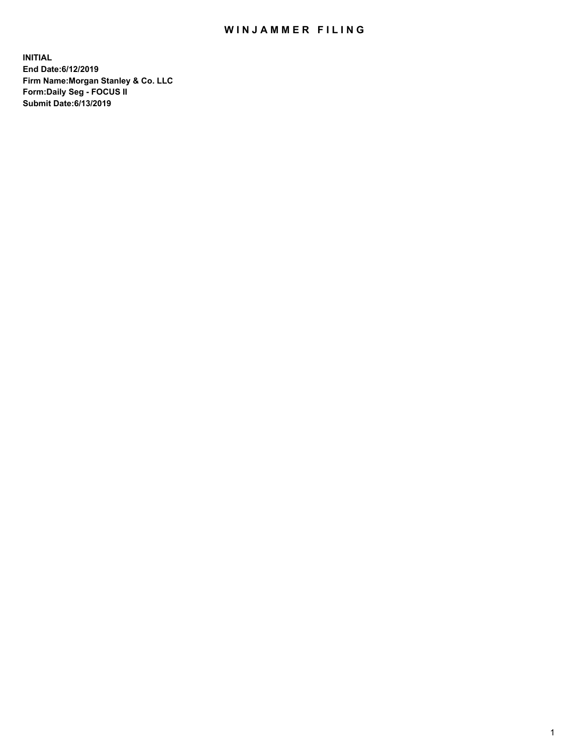# WINJAMMER FILING

**INITIAL**
**End Date:6/12/2019**
**Firm Name:Morgan Stanley & Co. LLC**
**Form:Daily Seg - FOCUS II**
**Submit Date:6/13/2019**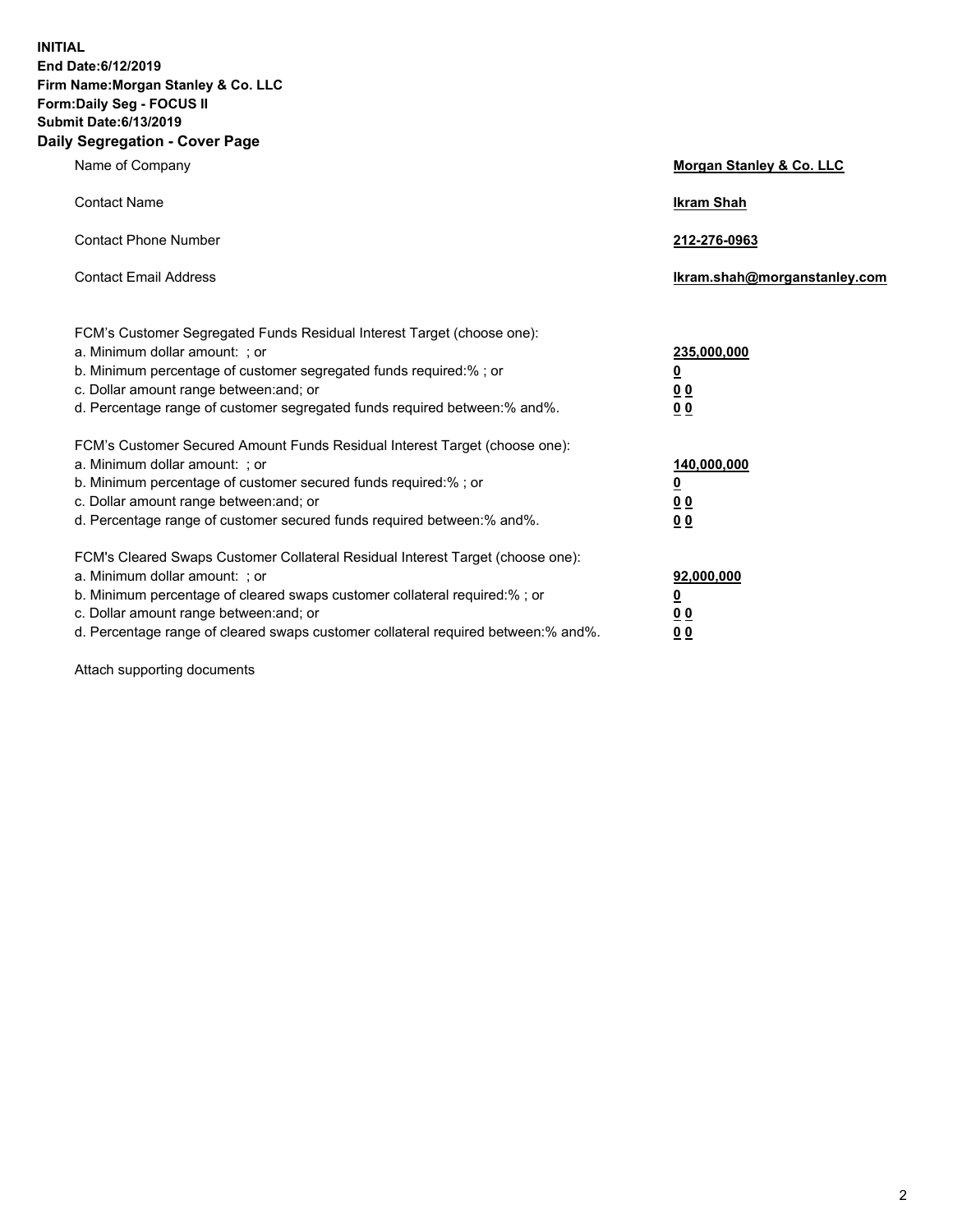**INITIAL**
**End Date:6/12/2019**
**Firm Name:Morgan Stanley & Co. LLC**
**Form:Daily Seg - FOCUS II**
**Submit Date:6/13/2019**
**Daily Segregation - Cover Page**

| | |
|---|---|
| Name of Company | **Morgan Stanley & Co. LLC** |
| Contact Name | **Ikram Shah** |
| Contact Phone Number | **212-276-0963** |
| Contact Email Address | **Ikram.shah@morganstanley.com** |

| | |
|---|---|
| FCM's Customer Segregated Funds Residual Interest Target (choose one): | |
| a. Minimum dollar amount: ; or | **235,000,000** |
| b. Minimum percentage of customer segregated funds required:% ; or | **0** |
| c. Dollar amount range between:and; or | **0 0** |
| d. Percentage range of customer segregated funds required between:% and%. | **0 0** |
| FCM's Customer Secured Amount Funds Residual Interest Target (choose one): | |
| a. Minimum dollar amount: ; or | **140,000,000** |
| b. Minimum percentage of customer secured funds required:% ; or | **0** |
| c. Dollar amount range between:and; or | **0 0** |
| d. Percentage range of customer secured funds required between:% and%. | **0 0** |
| FCM's Cleared Swaps Customer Collateral Residual Interest Target (choose one): | |
| a. Minimum dollar amount: ; or | **92,000,000** |
| b. Minimum percentage of cleared swaps customer collateral required:% ; or | **0** |
| c. Dollar amount range between:and; or | **0 0** |
| d. Percentage range of cleared swaps customer collateral required between:% and%. | **0 0** |

Attach supporting documents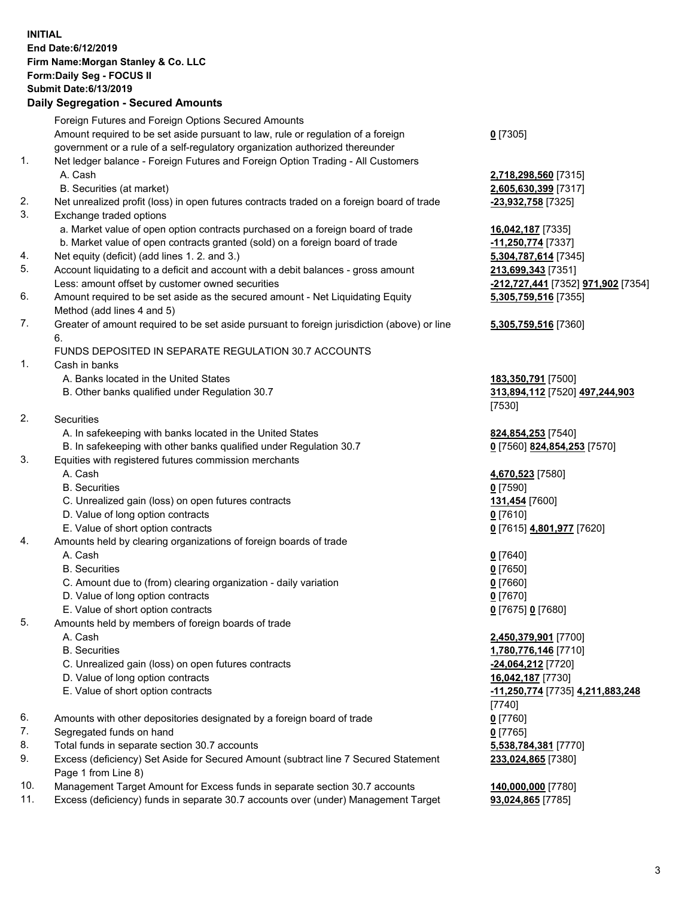**INITIAL**
**End Date:6/12/2019**
**Firm Name:Morgan Stanley & Co. LLC**
**Form:Daily Seg - FOCUS II**
**Submit Date:6/13/2019**

## Daily Segregation - Secured Amounts

| | | |
|---|---|---|
| | Foreign Futures and Foreign Options Secured Amounts | |
| | Amount required to be set aside pursuant to law, rule or regulation of a foreign government or a rule of a self-regulatory organization authorized thereunder | **0** [7305] |
| 1. | Net ledger balance - Foreign Futures and Foreign Option Trading - All Customers | |
| | A. Cash | **2,718,298,560** [7315] |
| | B. Securities (at market) | **2,605,630,399** [7317] |
| 2. | Net unrealized profit (loss) in open futures contracts traded on a foreign board of trade | **-23,932,758** [7325] |
| 3. | Exchange traded options | |
| | a. Market value of open option contracts purchased on a foreign board of trade | **16,042,187** [7335] |
| | b. Market value of open contracts granted (sold) on a foreign board of trade | **-11,250,774** [7337] |
| 4. | Net equity (deficit) (add lines 1. 2. and 3.) | **5,304,787,614** [7345] |
| 5. | Account liquidating to a deficit and account with a debit balances - gross amount | **213,699,343** [7351] |
| | Less: amount offset by customer owned securities | **-212,727,441** [7352] **971,902** [7354] |
| 6. | Amount required to be set aside as the secured amount - Net Liquidating Equity Method (add lines 4 and 5) | **5,305,759,516** [7355] |
| 7. | Greater of amount required to be set aside pursuant to foreign jurisdiction (above) or line 6. | **5,305,759,516** [7360] |
| | FUNDS DEPOSITED IN SEPARATE REGULATION 30.7 ACCOUNTS | |
| 1. | Cash in banks | |
| | A. Banks located in the United States | **183,350,791** [7500] |
| | B. Other banks qualified under Regulation 30.7 | **313,894,112** [7520] **497,244,903** [7530] |
| 2. | Securities | |
| | A. In safekeeping with banks located in the United States | **824,854,253** [7540] |
| | B. In safekeeping with other banks qualified under Regulation 30.7 | **0** [7560] **824,854,253** [7570] |
| 3. | Equities with registered futures commission merchants | |
| | A. Cash | **4,670,523** [7580] |
| | B. Securities | **0** [7590] |
| | C. Unrealized gain (loss) on open futures contracts | **131,454** [7600] |
| | D. Value of long option contracts | **0** [7610] |
| | E. Value of short option contracts | **0** [7615] **4,801,977** [7620] |
| 4. | Amounts held by clearing organizations of foreign boards of trade | |
| | A. Cash | **0** [7640] |
| | B. Securities | **0** [7650] |
| | C. Amount due to (from) clearing organization - daily variation | **0** [7660] |
| | D. Value of long option contracts | **0** [7670] |
| | E. Value of short option contracts | **0** [7675] **0** [7680] |
| 5. | Amounts held by members of foreign boards of trade | |
| | A. Cash | **2,450,379,901** [7700] |
| | B. Securities | **1,780,776,146** [7710] |
| | C. Unrealized gain (loss) on open futures contracts | **-24,064,212** [7720] |
| | D. Value of long option contracts | **16,042,187** [7730] |
| | E. Value of short option contracts | **-11,250,774** [7735] **4,211,883,248** [7740] |
| 6. | Amounts with other depositories designated by a foreign board of trade | **0** [7760] |
| 7. | Segregated funds on hand | **0** [7765] |
| 8. | Total funds in separate section 30.7 accounts | **5,538,784,381** [7770] |
| 9. | Excess (deficiency) Set Aside for Secured Amount (subtract line 7 Secured Statement Page 1 from Line 8) | **233,024,865** [7380] |
| 10. | Management Target Amount for Excess funds in separate section 30.7 accounts | **140,000,000** [7780] |
| 11. | Excess (deficiency) funds in separate 30.7 accounts over (under) Management Target | **93,024,865** [7785] |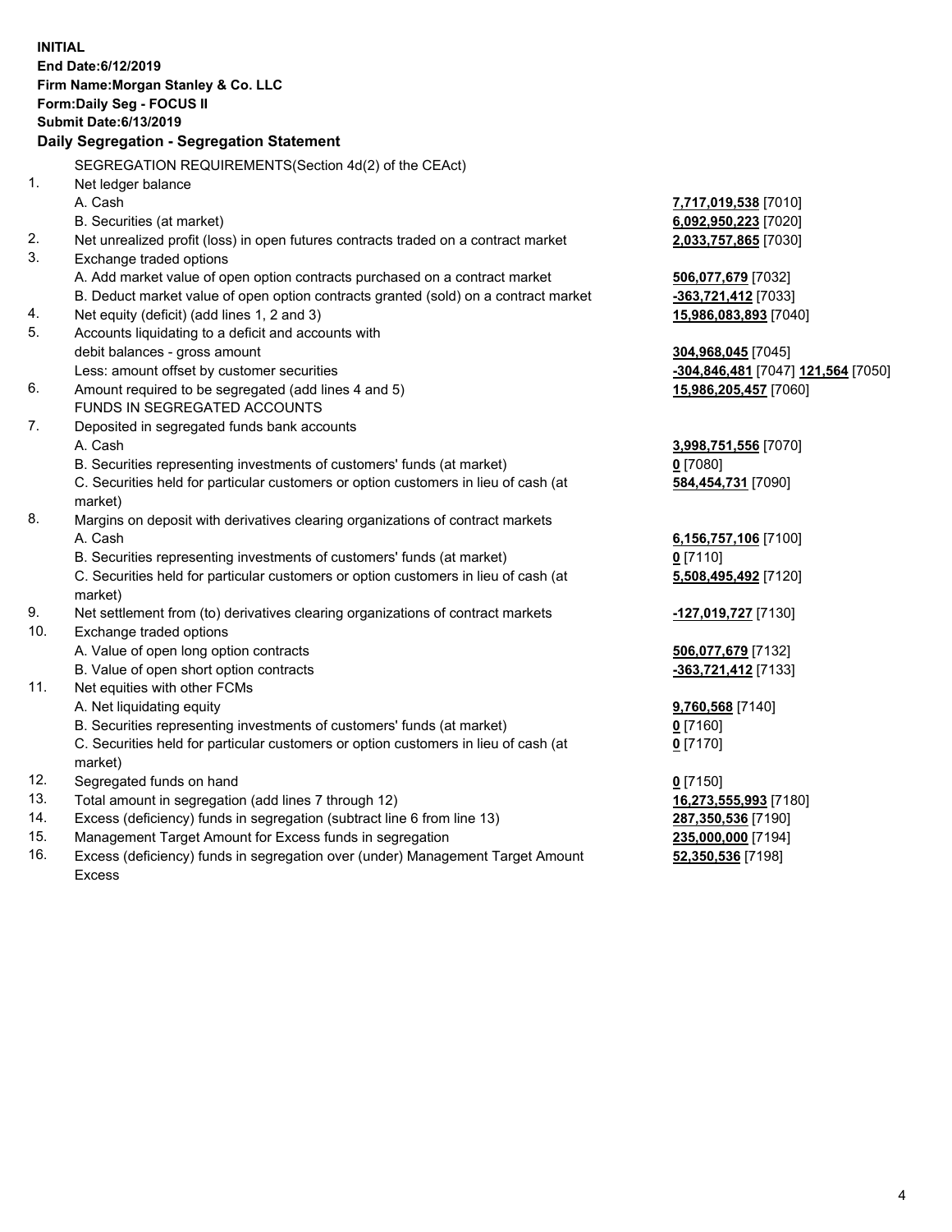**INITIAL**
**End Date:6/12/2019**
**Firm Name:Morgan Stanley & Co. LLC**
**Form:Daily Seg - FOCUS II**
**Submit Date:6/13/2019**

### Daily Segregation - Segregation Statement

SEGREGATION REQUIREMENTS(Section 4d(2) of the CEAct)

| | | |
|---|---|---|
| 1. | Net ledger balance | |
| | A. Cash | **7,717,019,538** [7010] |
| | B. Securities (at market) | **6,092,950,223** [7020] |
| 2. | Net unrealized profit (loss) in open futures contracts traded on a contract market | **2,033,757,865** [7030] |
| 3. | Exchange traded options | |
| | A. Add market value of open option contracts purchased on a contract market | **506,077,679** [7032] |
| | B. Deduct market value of open option contracts granted (sold) on a contract market | **-363,721,412** [7033] |
| 4. | Net equity (deficit) (add lines 1, 2 and 3) | **15,986,083,893** [7040] |
| 5. | Accounts liquidating to a deficit and accounts with debit balances - gross amount | **304,968,045** [7045] |
| | Less: amount offset by customer securities | **-304,846,481** [7047] **121,564** [7050] |
| 6. | Amount required to be segregated (add lines 4 and 5) | **15,986,205,457** [7060] |
| | FUNDS IN SEGREGATED ACCOUNTS | |
| 7. | Deposited in segregated funds bank accounts | |
| | A. Cash | **3,998,751,556** [7070] |
| | B. Securities representing investments of customers' funds (at market) | **0** [7080] |
| | C. Securities held for particular customers or option customers in lieu of cash (at market) | **584,454,731** [7090] |
| 8. | Margins on deposit with derivatives clearing organizations of contract markets | |
| | A. Cash | **6,156,757,106** [7100] |
| | B. Securities representing investments of customers' funds (at market) | **0** [7110] |
| | C. Securities held for particular customers or option customers in lieu of cash (at market) | **5,508,495,492** [7120] |
| 9. | Net settlement from (to) derivatives clearing organizations of contract markets | **-127,019,727** [7130] |
| 10. | Exchange traded options | |
| | A. Value of open long option contracts | **506,077,679** [7132] |
| | B. Value of open short option contracts | **-363,721,412** [7133] |
| 11. | Net equities with other FCMs | |
| | A. Net liquidating equity | **9,760,568** [7140] |
| | B. Securities representing investments of customers' funds (at market) | **0** [7160] |
| | C. Securities held for particular customers or option customers in lieu of cash (at market) | **0** [7170] |
| 12. | Segregated funds on hand | **0** [7150] |
| 13. | Total amount in segregation (add lines 7 through 12) | **16,273,555,993** [7180] |
| 14. | Excess (deficiency) funds in segregation (subtract line 6 from line 13) | **287,350,536** [7190] |
| 15. | Management Target Amount for Excess funds in segregation | **235,000,000** [7194] |
| 16. | Excess (deficiency) funds in segregation over (under) Management Target Amount Excess | **52,350,536** [7198] |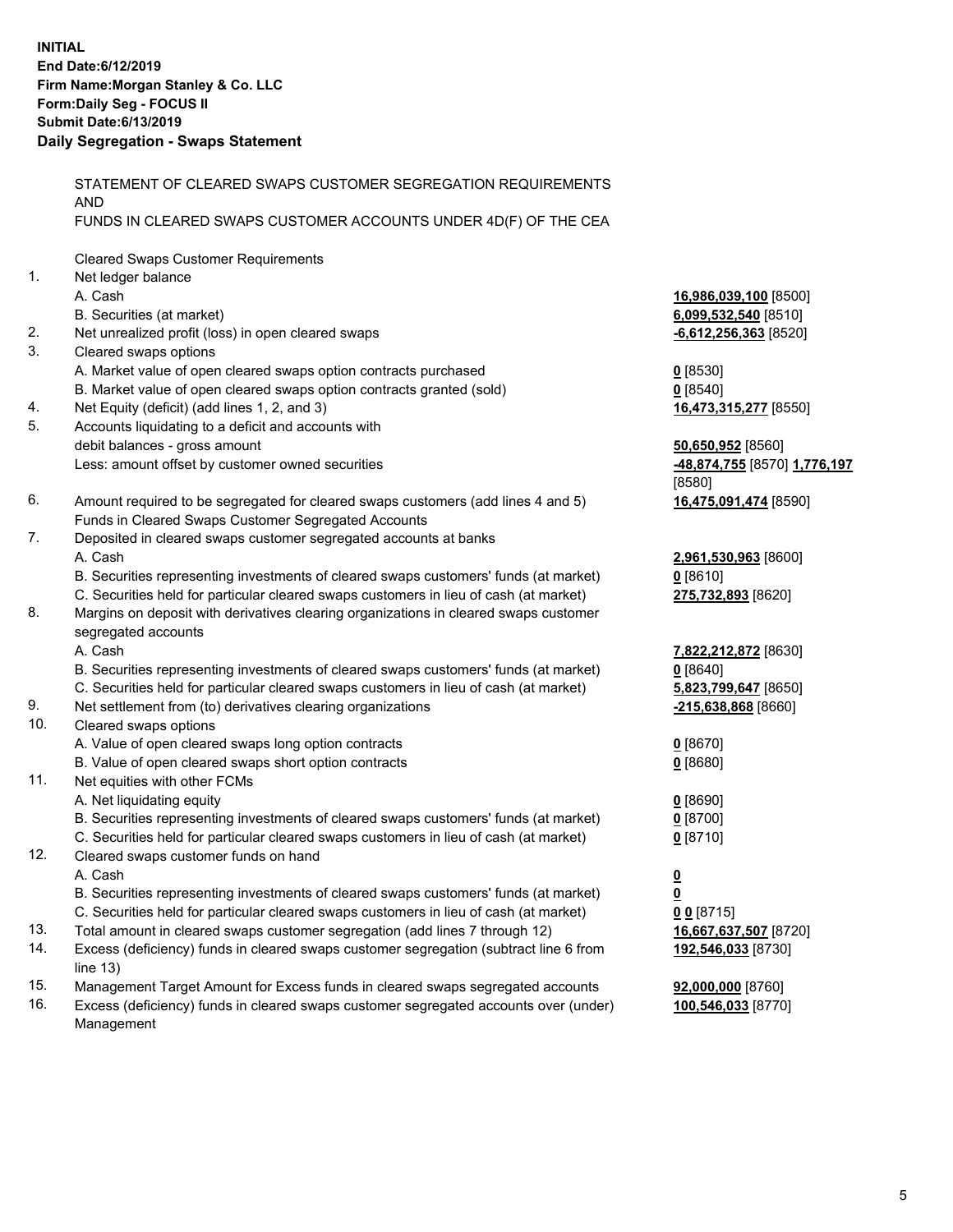**INITIAL**
**End Date:6/12/2019**
**Firm Name:Morgan Stanley & Co. LLC**
**Form:Daily Seg - FOCUS II**
**Submit Date:6/13/2019**
**Daily Segregation - Swaps Statement**

STATEMENT OF CLEARED SWAPS CUSTOMER SEGREGATION REQUIREMENTS AND FUNDS IN CLEARED SWAPS CUSTOMER ACCOUNTS UNDER 4D(F) OF THE CEA

| | | |
|---|---|---|
| | Cleared Swaps Customer Requirements | |
| 1. | Net ledger balance | |
| | A. Cash | **16,986,039,100** [8500] |
| | B. Securities (at market) | **6,099,532,540** [8510] |
| 2. | Net unrealized profit (loss) in open cleared swaps | **-6,612,256,363** [8520] |
| 3. | Cleared swaps options | |
| | A. Market value of open cleared swaps option contracts purchased | **0** [8530] |
| | B. Market value of open cleared swaps option contracts granted (sold) | **0** [8540] |
| 4. | Net Equity (deficit) (add lines 1, 2, and 3) | **16,473,315,277** [8550] |
| 5. | Accounts liquidating to a deficit and accounts with debit balances - gross amount | **50,650,952** [8560] |
| | Less: amount offset by customer owned securities | **-48,874,755** [8570] **1,776,197** [8580] |
| 6. | Amount required to be segregated for cleared swaps customers (add lines 4 and 5) | **16,475,091,474** [8590] |
| | Funds in Cleared Swaps Customer Segregated Accounts | |
| 7. | Deposited in cleared swaps customer segregated accounts at banks | |
| | A. Cash | **2,961,530,963** [8600] |
| | B. Securities representing investments of cleared swaps customers' funds (at market) | **0** [8610] |
| | C. Securities held for particular cleared swaps customers in lieu of cash (at market) | **275,732,893** [8620] |
| 8. | Margins on deposit with derivatives clearing organizations in cleared swaps customer segregated accounts | |
| | A. Cash | **7,822,212,872** [8630] |
| | B. Securities representing investments of cleared swaps customers' funds (at market) | **0** [8640] |
| | C. Securities held for particular cleared swaps customers in lieu of cash (at market) | **5,823,799,647** [8650] |
| 9. | Net settlement from (to) derivatives clearing organizations | **-215,638,868** [8660] |
| 10. | Cleared swaps options | |
| | A. Value of open cleared swaps long option contracts | **0** [8670] |
| | B. Value of open cleared swaps short option contracts | **0** [8680] |
| 11. | Net equities with other FCMs | |
| | A. Net liquidating equity | **0** [8690] |
| | B. Securities representing investments of cleared swaps customers' funds (at market) | **0** [8700] |
| | C. Securities held for particular cleared swaps customers in lieu of cash (at market) | **0** [8710] |
| 12. | Cleared swaps customer funds on hand | |
| | A. Cash | **0** |
| | B. Securities representing investments of cleared swaps customers' funds (at market) | **0** |
| | C. Securities held for particular cleared swaps customers in lieu of cash (at market) | **0** **0** [8715] |
| 13. | Total amount in cleared swaps customer segregation (add lines 7 through 12) | **16,667,637,507** [8720] |
| 14. | Excess (deficiency) funds in cleared swaps customer segregation (subtract line 6 from line 13) | **192,546,033** [8730] |
| 15. | Management Target Amount for Excess funds in cleared swaps segregated accounts | **92,000,000** [8760] |
| 16. | Excess (deficiency) funds in cleared swaps customer segregated accounts over (under) Management | **100,546,033** [8770] |